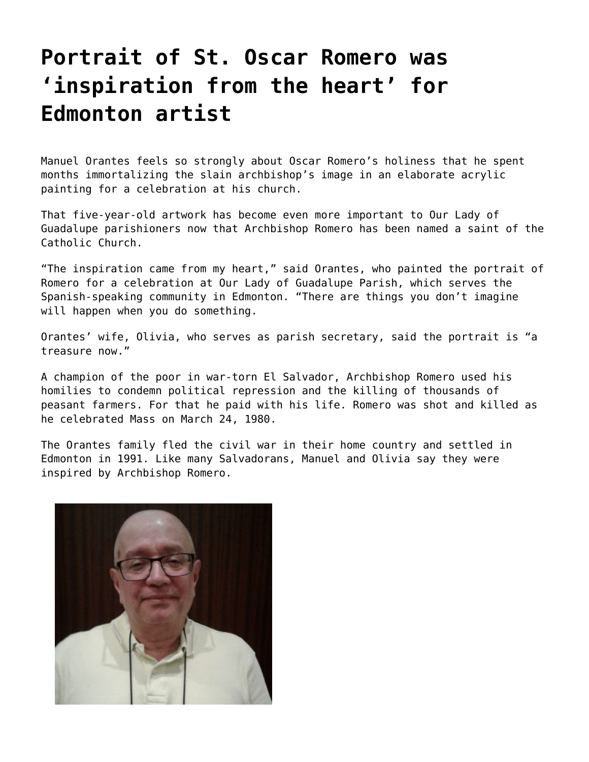# Portrait of St. Oscar Romero was 'inspiration from the heart' for Edmonton artist

Manuel Orantes feels so strongly about Oscar Romero's holiness that he spent months immortalizing the slain archbishop's image in an elaborate acrylic painting for a celebration at his church.

That five-year-old artwork has become even more important to Our Lady of Guadalupe parishioners now that Archbishop Romero has been named a saint of the Catholic Church.

"The inspiration came from my heart," said Orantes, who painted the portrait of Romero for a celebration at Our Lady of Guadalupe Parish, which serves the Spanish-speaking community in Edmonton. "There are things you don't imagine will happen when you do something.

Orantes' wife, Olivia, who serves as parish secretary, said the portrait is "a treasure now."

A champion of the poor in war-torn El Salvador, Archbishop Romero used his homilies to condemn political repression and the killing of thousands of peasant farmers. For that he paid with his life. Romero was shot and killed as he celebrated Mass on March 24, 1980.

The Orantes family fled the civil war in their home country and settled in Edmonton in 1991. Like many Salvadorans, Manuel and Olivia say they were inspired by Archbishop Romero.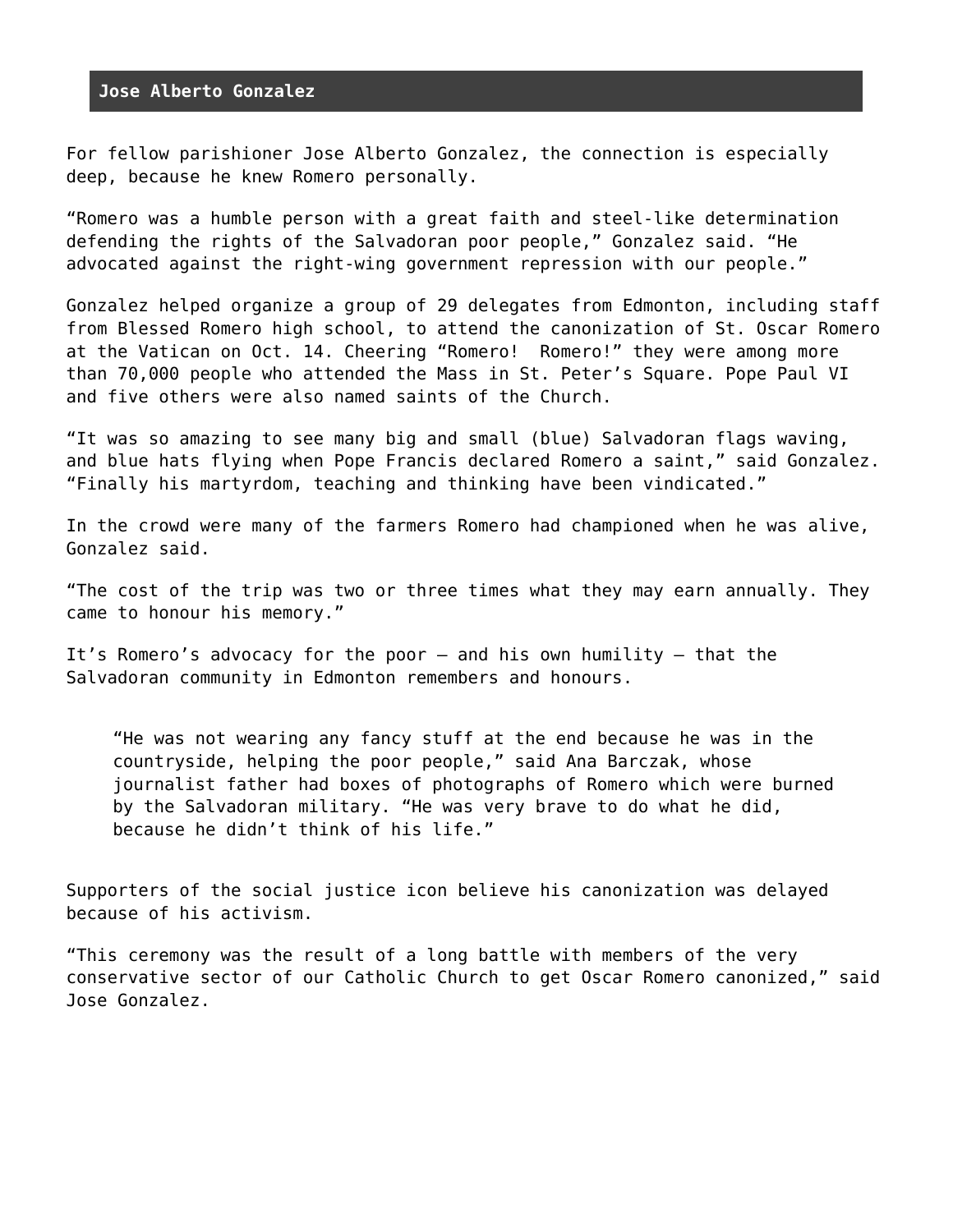## Jose Alberto Gonzalez

For fellow parishioner Jose Alberto Gonzalez, the connection is especially deep, because he knew Romero personally.

“Romero was a humble person with a great faith and steel-like determination defending the rights of the Salvadoran poor people,” Gonzalez said. “He advocated against the right-wing government repression with our people.”

Gonzalez helped organize a group of 29 delegates from Edmonton, including staff from Blessed Romero high school, to attend the canonization of St. Oscar Romero at the Vatican on Oct. 14. Cheering “Romero! Romero!” they were among more than 70,000 people who attended the Mass in St. Peter’s Square. Pope Paul VI and five others were also named saints of the Church.

“It was so amazing to see many big and small (blue) Salvadoran flags waving, and blue hats flying when Pope Francis declared Romero a saint,” said Gonzalez. “Finally his martyrdom, teaching and thinking have been vindicated.”

In the crowd were many of the farmers Romero had championed when he was alive, Gonzalez said.

“The cost of the trip was two or three times what they may earn annually. They came to honour his memory.”

It’s Romero’s advocacy for the poor – and his own humility – that the Salvadoran community in Edmonton remembers and honours.

> “He was not wearing any fancy stuff at the end because he was in the countryside, helping the poor people,” said Ana Barczak, whose journalist father had boxes of photographs of Romero which were burned by the Salvadoran military. “He was very brave to do what he did, because he didn’t think of his life.”

Supporters of the social justice icon believe his canonization was delayed because of his activism.

“This ceremony was the result of a long battle with members of the very conservative sector of our Catholic Church to get Oscar Romero canonized,” said Jose Gonzalez.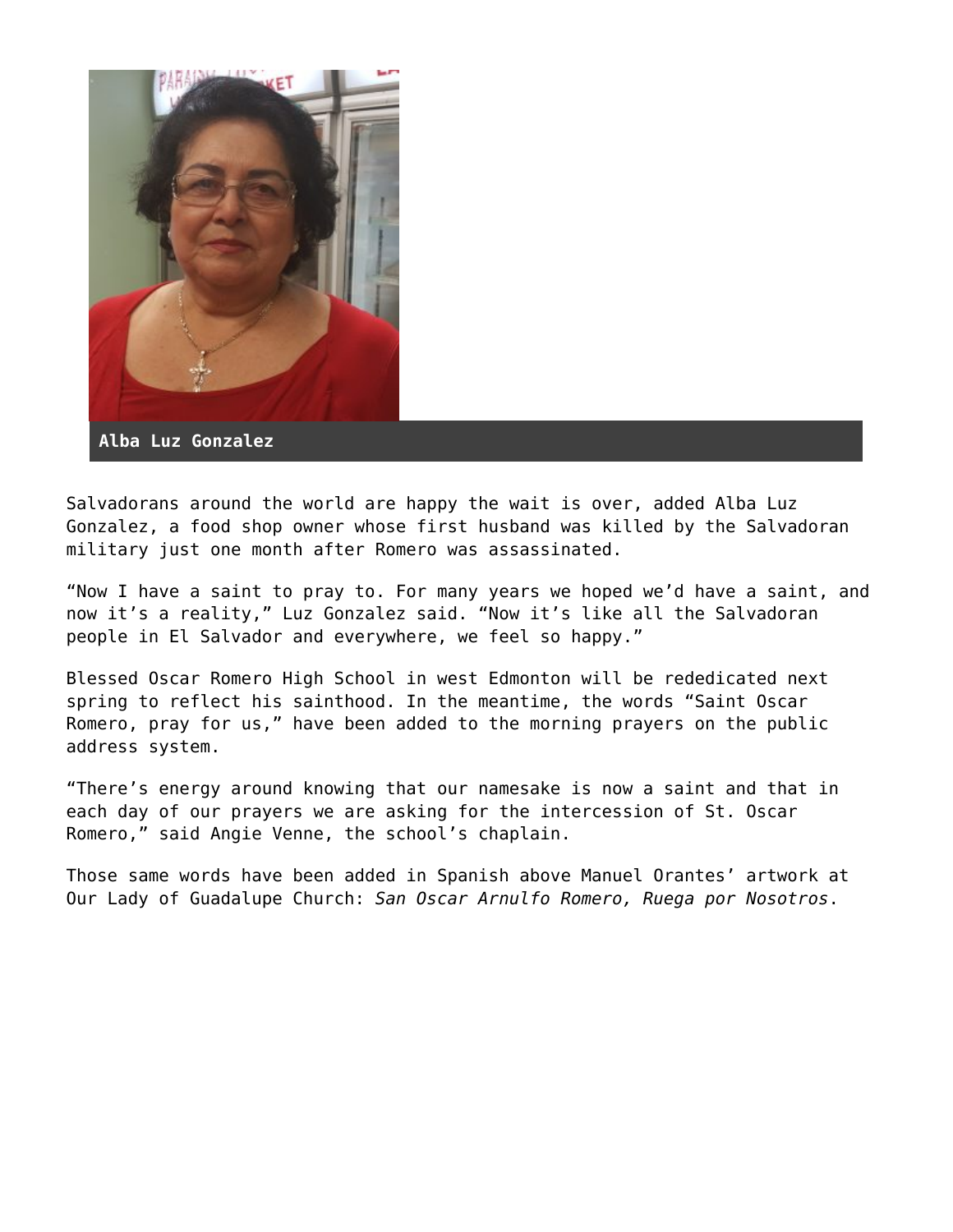**Alba Luz Gonzalez**

Salvadorans around the world are happy the wait is over, added Alba Luz Gonzalez, a food shop owner whose first husband was killed by the Salvadoran military just one month after Romero was assassinated.

“Now I have a saint to pray to. For many years we hoped we’d have a saint, and now it’s a reality,” Luz Gonzalez said. “Now it’s like all the Salvadoran people in El Salvador and everywhere, we feel so happy.”

Blessed Oscar Romero High School in west Edmonton will be rededicated next spring to reflect his sainthood. In the meantime, the words “Saint Oscar Romero, pray for us,” have been added to the morning prayers on the public address system.

“There’s energy around knowing that our namesake is now a saint and that in each day of our prayers we are asking for the intercession of St. Oscar Romero,” said Angie Venne, the school’s chaplain.

Those same words have been added in Spanish above Manuel Orantes’ artwork at Our Lady of Guadalupe Church: *San Oscar Arnulfo Romero, Ruega por Nosotros*.